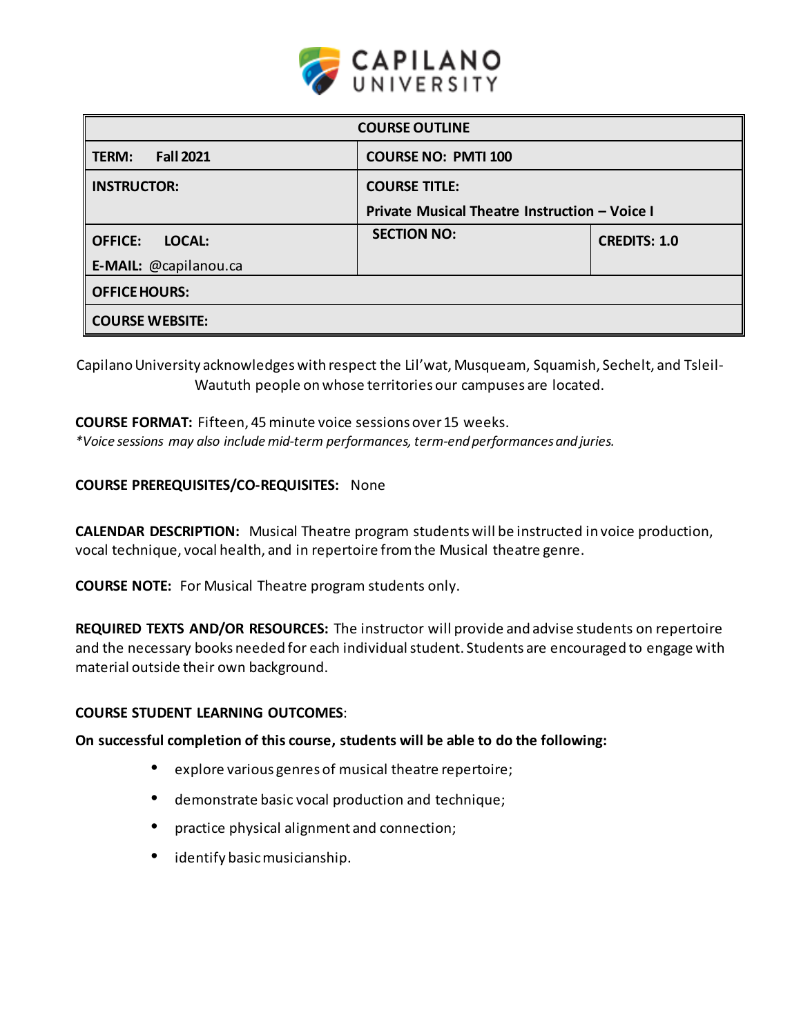| COURSE OUTLINE | | |
|---|---|---|
| **TERM: Fall 2021** | **COURSE NO: PMTI 100** | |
| **INSTRUCTOR:** | **COURSE TITLE:** **Private Musical Theatre Instruction – Voice I** | |
| **OFFICE: LOCAL:** **E-MAIL:** @capilanou.ca | **SECTION NO:** | **CREDITS: 1.0** |
| **OFFICE HOURS:** | | |
| **COURSE WEBSITE:** | | |

Capilano University acknowledges with respect the Lil'wat, Musqueam, Squamish, Sechelt, and Tsleil-Waututh people on whose territories our campuses are located.

**COURSE FORMAT:** Fifteen, 45 minute voice sessions over 15 weeks.
*\*Voice sessions may also include mid-term performances, term-end performances and juries.*

**COURSE PREREQUISITES/CO-REQUISITES:** None

**CALENDAR DESCRIPTION:** Musical Theatre program students will be instructed in voice production, vocal technique, vocal health, and in repertoire from the Musical theatre genre.

**COURSE NOTE:** For Musical Theatre program students only.

**REQUIRED TEXTS AND/OR RESOURCES:** The instructor will provide and advise students on repertoire and the necessary books needed for each individual student. Students are encouraged to engage with material outside their own background.

**COURSE STUDENT LEARNING OUTCOMES**:

**On successful completion of this course, students will be able to do the following:**

- explore various genres of musical theatre repertoire;
- demonstrate basic vocal production and technique;
- practice physical alignment and connection;
- identify basic musicianship.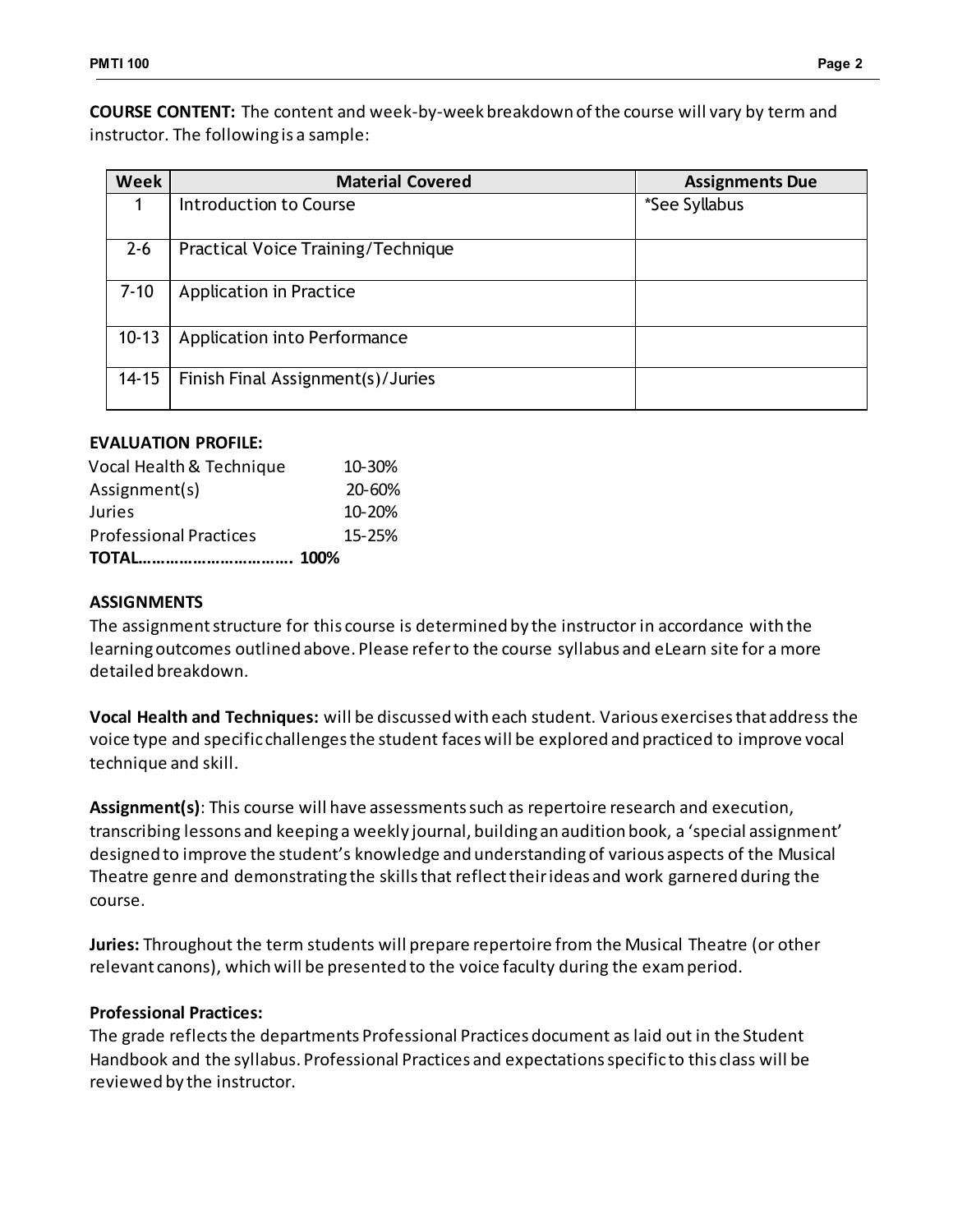**COURSE CONTENT:** The content and week-by-week breakdown of the course will vary by term and instructor. The following is a sample:

| Week | Material Covered | Assignments Due |
|---|---|---|
| 1 | Introduction to Course | *See Syllabus |
| 2-6 | Practical Voice Training/Technique | |
| 7-10 | Application in Practice | |
| 10-13 | Application into Performance | |
| 14-15 | Finish Final Assignment(s)/Juries | |

**EVALUATION PROFILE:**

| | |
|---|---|
| Vocal Health & Technique | 10-30% |
| Assignment(s) | 20-60% |
| Juries | 10-20% |
| Professional Practices | 15-25% |
| **TOTAL……………………………** | **100%** |

**ASSIGNMENTS**

The assignment structure for this course is determined by the instructor in accordance with the learning outcomes outlined above. Please refer to the course syllabus and eLearn site for a more detailed breakdown.

**Vocal Health and Techniques:** will be discussed with each student. Various exercises that address the voice type and specific challenges the student faces will be explored and practiced to improve vocal technique and skill.

**Assignment(s)**: This course will have assessments such as repertoire research and execution, transcribing lessons and keeping a weekly journal, building an audition book, a 'special assignment' designed to improve the student's knowledge and understanding of various aspects of the Musical Theatre genre and demonstrating the skills that reflect their ideas and work garnered during the course.

**Juries:** Throughout the term students will prepare repertoire from the Musical Theatre (or other relevant canons), which will be presented to the voice faculty during the exam period.

**Professional Practices:**

The grade reflects the departments Professional Practices document as laid out in the Student Handbook and the syllabus. Professional Practices and expectations specific to this class will be reviewed by the instructor.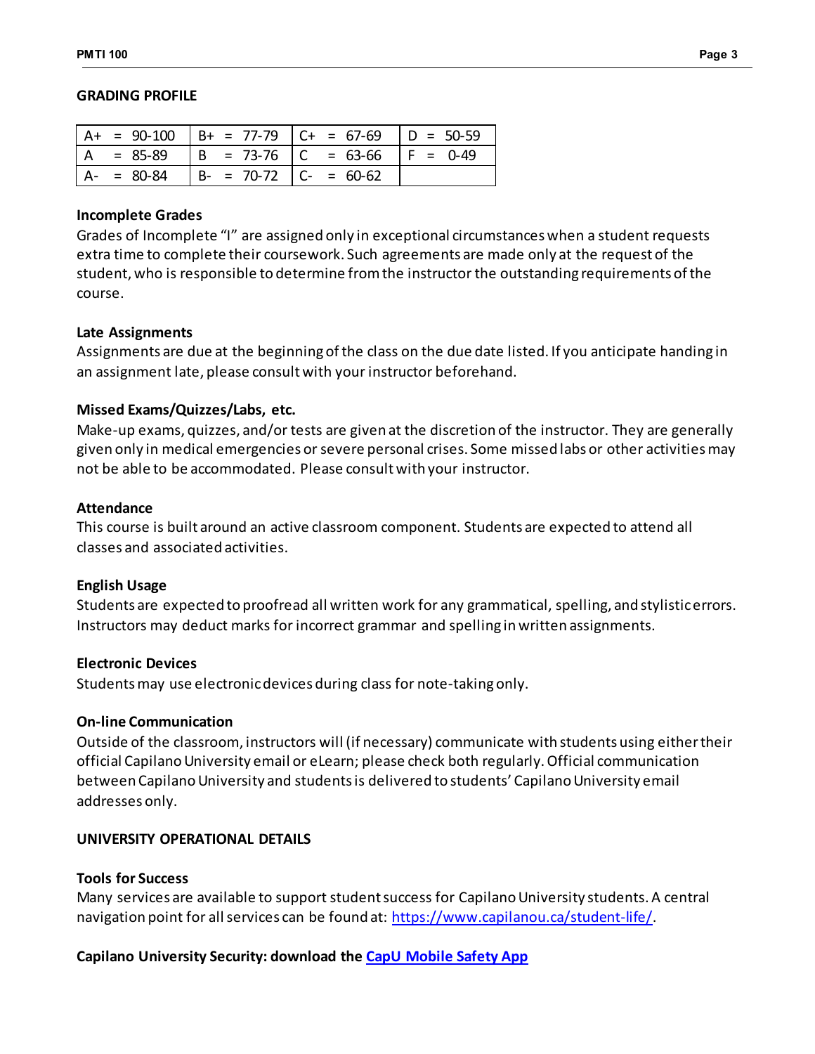## GRADING PROFILE

| A+ = 90-100 | B+ = 77-79 | C+ = 67-69 | D = 50-59 |
|---|---|---|---|
| A = 85-89 | B = 73-76 | C = 63-66 | F = 0-49 |
| A- = 80-84 | B- = 70-72 | C- = 60-62 | |

### Incomplete Grades

Grades of Incomplete "I" are assigned only in exceptional circumstances when a student requests extra time to complete their coursework. Such agreements are made only at the request of the student, who is responsible to determine from the instructor the outstanding requirements of the course.

### Late Assignments

Assignments are due at the beginning of the class on the due date listed. If you anticipate handing in an assignment late, please consult with your instructor beforehand.

### Missed Exams/Quizzes/Labs, etc.

Make-up exams, quizzes, and/or tests are given at the discretion of the instructor. They are generally given only in medical emergencies or severe personal crises. Some missed labs or other activities may not be able to be accommodated. Please consult with your instructor.

### Attendance

This course is built around an active classroom component. Students are expected to attend all classes and associated activities.

### English Usage

Students are expected to proofread all written work for any grammatical, spelling, and stylistic errors. Instructors may deduct marks for incorrect grammar and spelling in written assignments.

### Electronic Devices

Students may use electronic devices during class for note-taking only.

### On-line Communication

Outside of the classroom, instructors will (if necessary) communicate with students using either their official Capilano University email or eLearn; please check both regularly. Official communication between Capilano University and students is delivered to students' Capilano University email addresses only.

## UNIVERSITY OPERATIONAL DETAILS

### Tools for Success

Many services are available to support student success for Capilano University students. A central navigation point for all services can be found at: https://www.capilanou.ca/student-life/.

### Capilano University Security: download the CapU Mobile Safety App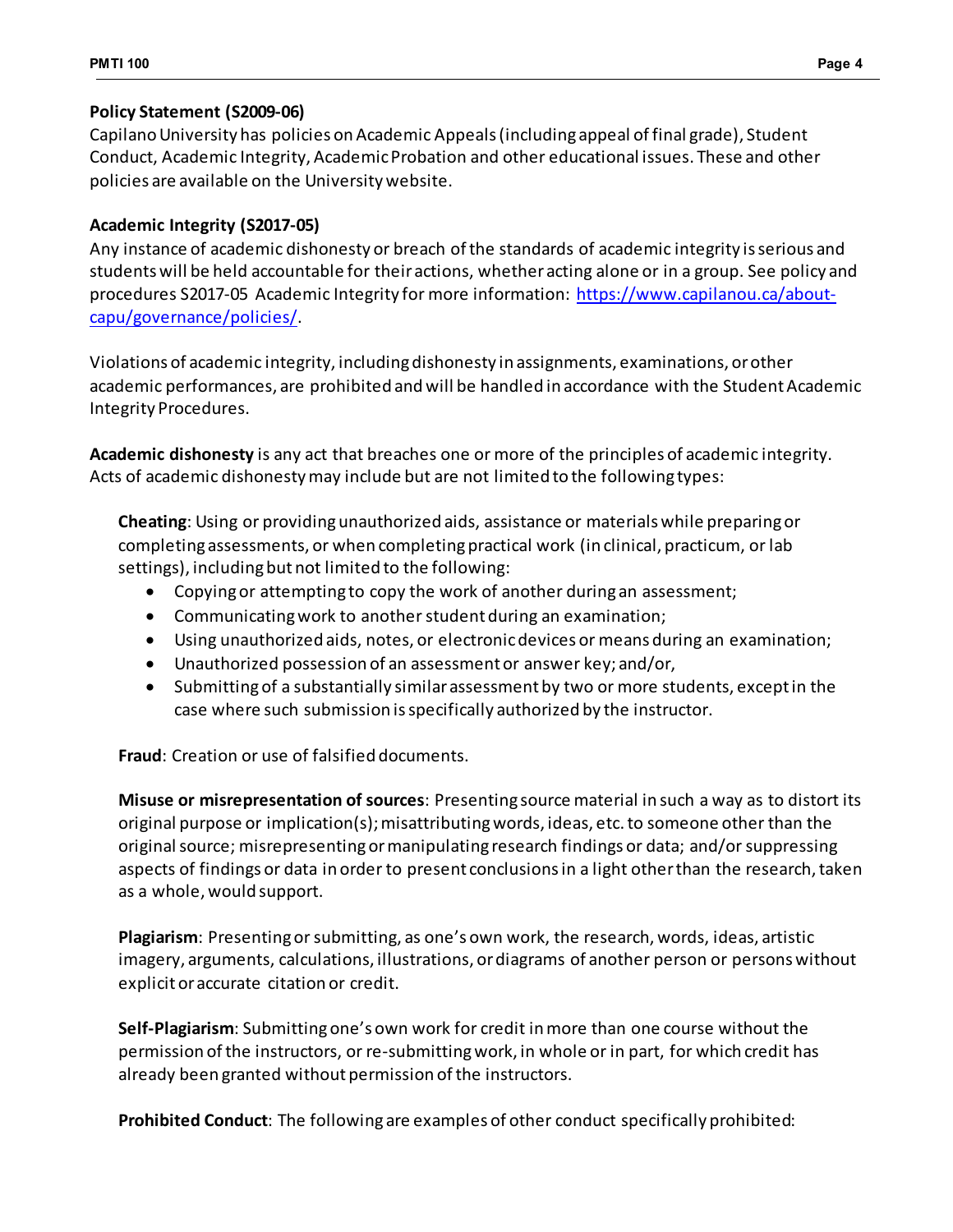**Policy Statement (S2009-06)**
Capilano University has policies on Academic Appeals (including appeal of final grade), Student Conduct, Academic Integrity, Academic Probation and other educational issues. These and other policies are available on the University website.

**Academic Integrity (S2017-05)**
Any instance of academic dishonesty or breach of the standards of academic integrity is serious and students will be held accountable for their actions, whether acting alone or in a group. See policy and procedures S2017-05 Academic Integrity for more information: [https://www.capilanou.ca/about-capu/governance/policies/](https://www.capilanou.ca/about-capu/governance/policies/).

Violations of academic integrity, including dishonesty in assignments, examinations, or other academic performances, are prohibited and will be handled in accordance with the Student Academic Integrity Procedures.

**Academic dishonesty** is any act that breaches one or more of the principles of academic integrity. Acts of academic dishonesty may include but are not limited to the following types:

**Cheating**: Using or providing unauthorized aids, assistance or materials while preparing or completing assessments, or when completing practical work (in clinical, practicum, or lab settings), including but not limited to the following:

- Copying or attempting to copy the work of another during an assessment;
- Communicating work to another student during an examination;
- Using unauthorized aids, notes, or electronic devices or means during an examination;
- Unauthorized possession of an assessment or answer key; and/or,
- Submitting of a substantially similar assessment by two or more students, except in the case where such submission is specifically authorized by the instructor.

**Fraud**: Creation or use of falsified documents.

**Misuse or misrepresentation of sources**: Presenting source material in such a way as to distort its original purpose or implication(s); misattributing words, ideas, etc. to someone other than the original source; misrepresenting or manipulating research findings or data; and/or suppressing aspects of findings or data in order to present conclusions in a light other than the research, taken as a whole, would support.

**Plagiarism**: Presenting or submitting, as one's own work, the research, words, ideas, artistic imagery, arguments, calculations, illustrations, or diagrams of another person or persons without explicit or accurate citation or credit.

**Self-Plagiarism**: Submitting one's own work for credit in more than one course without the permission of the instructors, or re-submitting work, in whole or in part, for which credit has already been granted without permission of the instructors.

**Prohibited Conduct**: The following are examples of other conduct specifically prohibited: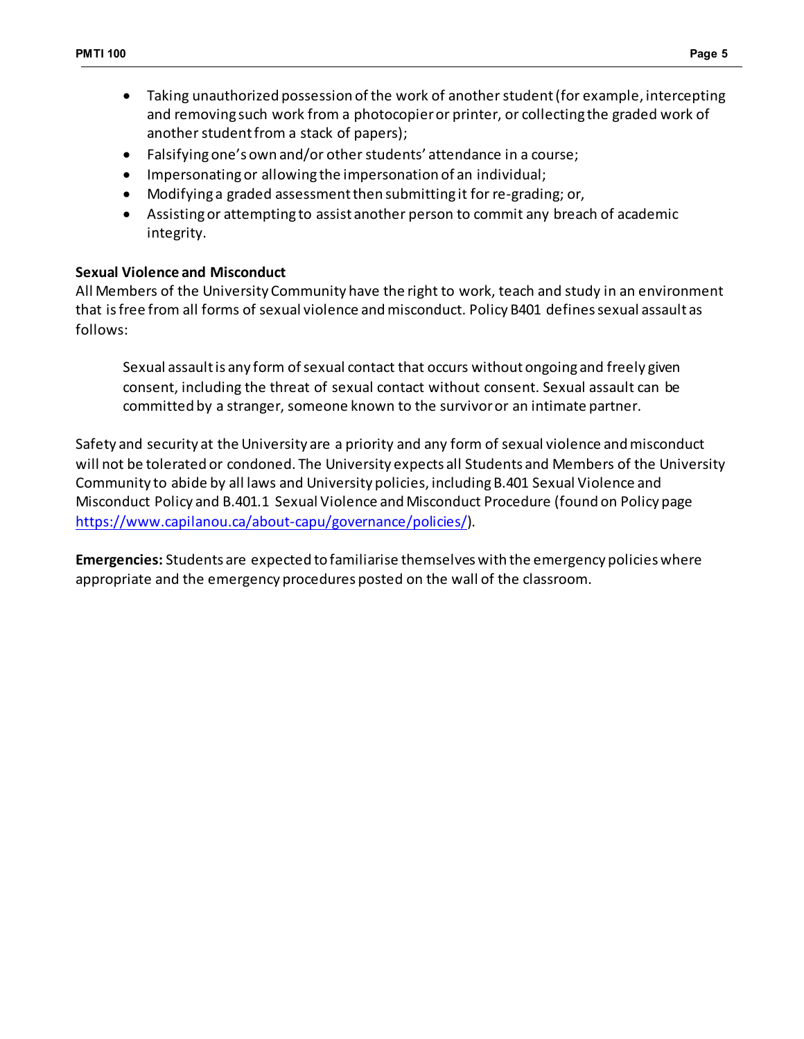- Taking unauthorized possession of the work of another student (for example, intercepting and removing such work from a photocopier or printer, or collecting the graded work of another student from a stack of papers);
- Falsifying one's own and/or other students' attendance in a course;
- Impersonating or allowing the impersonation of an individual;
- Modifying a graded assessment then submitting it for re-grading; or,
- Assisting or attempting to assist another person to commit any breach of academic integrity.

**Sexual Violence and Misconduct**
All Members of the University Community have the right to work, teach and study in an environment that is free from all forms of sexual violence and misconduct. Policy B401 defines sexual assault as follows:

> Sexual assault is any form of sexual contact that occurs without ongoing and freely given consent, including the threat of sexual contact without consent. Sexual assault can be committed by a stranger, someone known to the survivor or an intimate partner.

Safety and security at the University are a priority and any form of sexual violence and misconduct will not be tolerated or condoned. The University expects all Students and Members of the University Community to abide by all laws and University policies, including B.401 Sexual Violence and Misconduct Policy and B.401.1 Sexual Violence and Misconduct Procedure (found on Policy page https://www.capilanou.ca/about-capu/governance/policies/).

**Emergencies:** Students are expected to familiarise themselves with the emergency policies where appropriate and the emergency procedures posted on the wall of the classroom.